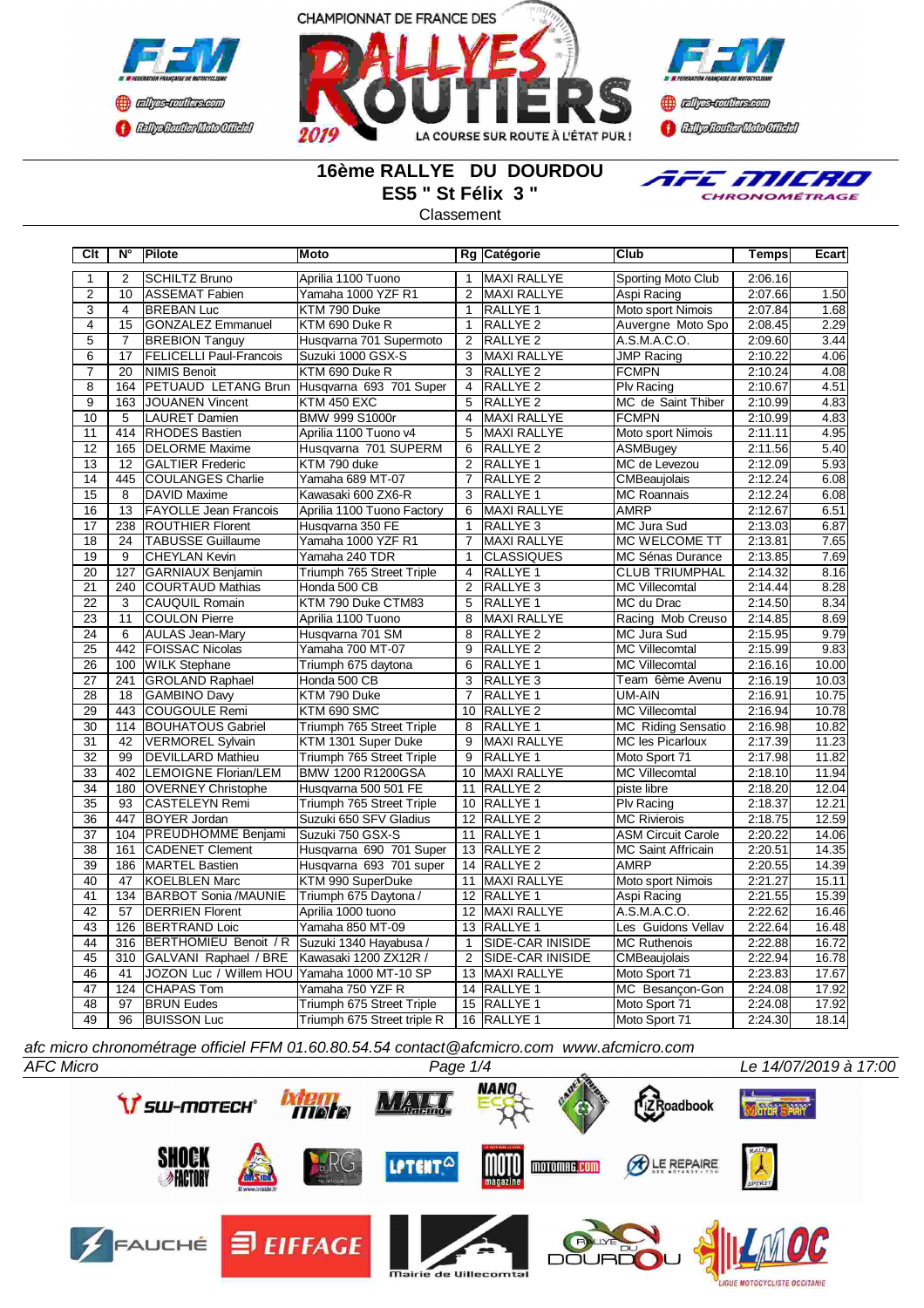CHAMPIONNAT DE FRANCE DES RALLYES ROUTIERS 2019

# 16ème RALLYE DU DOURDOU

## ES5 " St Félix 3 "

Classement

| Clt | N° | Pilote | Moto | Rg | Catégorie | Club | Temps | Ecart |
|---|---|---|---|---|---|---|---|---|
| 1 | 2 | SCHILTZ Bruno | Aprilia 1100 Tuono | 1 | MAXI RALLYE | Sporting Moto Club | 2:06.16 | |
| 2 | 10 | ASSEMAT Fabien | Yamaha 1000 YZF R1 | 2 | MAXI RALLYE | Aspi Racing | 2:07.66 | 1.50 |
| 3 | 4 | BREBAN Luc | KTM 790 Duke | 1 | RALLYE 1 | Moto sport Nimois | 2:07.84 | 1.68 |
| 4 | 15 | GONZALEZ Emmanuel | KTM 690 Duke R | 1 | RALLYE 2 | Auvergne Moto Spo | 2:08.45 | 2.29 |
| 5 | 7 | BREBION Tanguy | Husqvarna 701 Supermoto | 2 | RALLYE 2 | A.S.M.A.C.O. | 2:09.60 | 3.44 |
| 6 | 17 | FELICELLI Paul-Francois | Suzuki 1000 GSX-S | 3 | MAXI RALLYE | JMP Racing | 2:10.22 | 4.06 |
| 7 | 20 | NIMIS Benoit | KTM 690 Duke R | 3 | RALLYE 2 | FCMPN | 2:10.24 | 4.08 |
| 8 | 164 | PETUAUD LETANG Brun | Husqvarna 693 701 Super | 4 | RALLYE 2 | Plv Racing | 2:10.67 | 4.51 |
| 9 | 163 | JOUANEN Vincent | KTM 450 EXC | 5 | RALLYE 2 | MC de Saint Thiber | 2:10.99 | 4.83 |
| 10 | 5 | LAURET Damien | BMW 999 S1000r | 4 | MAXI RALLYE | FCMPN | 2:10.99 | 4.83 |
| 11 | 414 | RHODES Bastien | Aprilia 1100 Tuono v4 | 5 | MAXI RALLYE | Moto sport Nimois | 2:11.11 | 4.95 |
| 12 | 165 | DELORME Maxime | Husqvarna 701 SUPERM | 6 | RALLYE 2 | ASMBugey | 2:11.56 | 5.40 |
| 13 | 12 | GALTIER Frederic | KTM 790 duke | 2 | RALLYE 1 | MC de Levezou | 2:12.09 | 5.93 |
| 14 | 445 | COULANGES Charlie | Yamaha 689 MT-07 | 7 | RALLYE 2 | CMBeaujolais | 2:12.24 | 6.08 |
| 15 | 8 | DAVID Maxime | Kawasaki 600 ZX6-R | 3 | RALLYE 1 | MC Roannais | 2:12.24 | 6.08 |
| 16 | 13 | FAYOLLE Jean Francois | Aprilia 1100 Tuono Factory | 6 | MAXI RALLYE | AMRP | 2:12.67 | 6.51 |
| 17 | 238 | ROUTHIER Florent | Husqvarna 350 FE | 1 | RALLYE 3 | MC Jura Sud | 2:13.03 | 6.87 |
| 18 | 24 | TABUSSE Guillaume | Yamaha 1000 YZF R1 | 7 | MAXI RALLYE | MC WELCOME TT | 2:13.81 | 7.65 |
| 19 | 9 | CHEYLAN Kevin | Yamaha 240 TDR | 1 | CLASSIQUES | MC Sénas Durance | 2:13.85 | 7.69 |
| 20 | 127 | GARNIAUX Benjamin | Triumph 765 Street Triple | 4 | RALLYE 1 | CLUB TRIUMPHAL | 2:14.32 | 8.16 |
| 21 | 240 | COURTAUD Mathias | Honda 500 CB | 2 | RALLYE 3 | MC Villecomtal | 2:14.44 | 8.28 |
| 22 | 3 | CAUQUIL Romain | KTM 790 Duke CTM83 | 5 | RALLYE 1 | MC du Drac | 2:14.50 | 8.34 |
| 23 | 11 | COULON Pierre | Aprilia 1100 Tuono | 8 | MAXI RALLYE | Racing Mob Creuso | 2:14.85 | 8.69 |
| 24 | 6 | AULAS Jean-Mary | Husqvarna 701 SM | 8 | RALLYE 2 | MC Jura Sud | 2:15.95 | 9.79 |
| 25 | 442 | FOISSAC Nicolas | Yamaha 700 MT-07 | 9 | RALLYE 2 | MC Villecomtal | 2:15.99 | 9.83 |
| 26 | 100 | WILK Stephane | Triumph 675 daytona | 6 | RALLYE 1 | MC Villecomtal | 2:16.16 | 10.00 |
| 27 | 241 | GROLAND Raphael | Honda 500 CB | 3 | RALLYE 3 | Team 6ème Avenu | 2:16.19 | 10.03 |
| 28 | 18 | GAMBINO Davy | KTM 790 Duke | 7 | RALLYE 1 | UM-AIN | 2:16.91 | 10.75 |
| 29 | 443 | COUGOULE Remi | KTM 690 SMC | 10 | RALLYE 2 | MC Villecomtal | 2:16.94 | 10.78 |
| 30 | 114 | BOUHATOUS Gabriel | Triumph 765 Street Triple | 8 | RALLYE 1 | MC Riding Sensatio | 2:16.98 | 10.82 |
| 31 | 42 | VERMOREL Sylvain | KTM 1301 Super Duke | 9 | MAXI RALLYE | MC les Picarloux | 2:17.39 | 11.23 |
| 32 | 99 | DEVILLARD Mathieu | Triumph 765 Street Triple | 9 | RALLYE 1 | Moto Sport 71 | 2:17.98 | 11.82 |
| 33 | 402 | LEMOIGNE Florian/LEM | BMW 1200 R1200GSA | 10 | MAXI RALLYE | MC Villecomtal | 2:18.10 | 11.94 |
| 34 | 180 | OVERNEY Christophe | Husqvarna 500 501 FE | 11 | RALLYE 2 | piste libre | 2:18.20 | 12.04 |
| 35 | 93 | CASTELEYN Remi | Triumph 765 Street Triple | 10 | RALLYE 1 | Plv Racing | 2:18.37 | 12.21 |
| 36 | 447 | BOYER Jordan | Suzuki 650 SFV Gladius | 12 | RALLYE 2 | MC Rivierois | 2:18.75 | 12.59 |
| 37 | 104 | PREUDHOMME Benjami | Suzuki 750 GSX-S | 11 | RALLYE 1 | ASM Circuit Carole | 2:20.22 | 14.06 |
| 38 | 161 | CADENET Clement | Husqvarna 690 701 Super | 13 | RALLYE 2 | MC Saint Affricain | 2:20.51 | 14.35 |
| 39 | 186 | MARTEL Bastien | Husqvarna 693 701 super | 14 | RALLYE 2 | AMRP | 2:20.55 | 14.39 |
| 40 | 47 | KOELBLEN Marc | KTM 990 SuperDuke | 11 | MAXI RALLYE | Moto sport Nimois | 2:21.27 | 15.11 |
| 41 | 134 | BARBOT Sonia /MAUNIE | Triumph 675 Daytona / | 12 | RALLYE 1 | Aspi Racing | 2:21.55 | 15.39 |
| 42 | 57 | DERRIEN Florent | Aprilia 1000 tuono | 12 | MAXI RALLYE | A.S.M.A.C.O. | 2:22.62 | 16.46 |
| 43 | 126 | BERTRAND Loic | Yamaha 850 MT-09 | 13 | RALLYE 1 | Les Guidons Vellav | 2:22.64 | 16.48 |
| 44 | 316 | BERTHOMIEU Benoit / R | Suzuki 1340 Hayabusa / | 1 | SIDE-CAR INISIDE | MC Ruthenois | 2:22.88 | 16.72 |
| 45 | 310 | GALVANI Raphael / BRE | Kawasaki 1200 ZX12R / | 2 | SIDE-CAR INISIDE | CMBeaujolais | 2:22.94 | 16.78 |
| 46 | 41 | JOZON Luc / Willem HOU | Yamaha 1000 MT-10 SP | 13 | MAXI RALLYE | Moto Sport 71 | 2:23.83 | 17.67 |
| 47 | 124 | CHAPAS Tom | Yamaha 750 YZF R | 14 | RALLYE 1 | MC Besançon-Gon | 2:24.08 | 17.92 |
| 48 | 97 | BRUN Eudes | Triumph 675 Street Triple | 15 | RALLYE 1 | Moto Sport 71 | 2:24.08 | 17.92 |
| 49 | 96 | BUISSON Luc | Triumph 675 Street triple R | 16 | RALLYE 1 | Moto Sport 71 | 2:24.30 | 18.14 |

*afc micro chronométrage officiel FFM 01.60.80.54.54 contact@afcmicro.com www.afcmicro.com*

*AFC Micro* *Le 14/07/2019 à 17:00*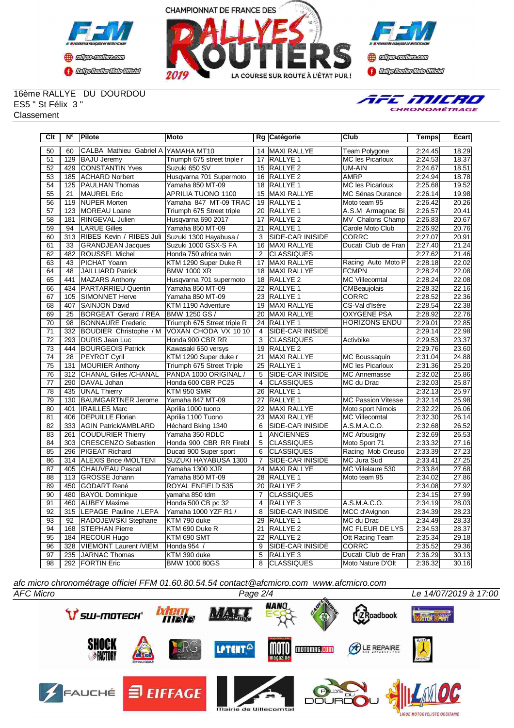16ème RALLYE DU DOURDOU
ES5 " St Félix 3 "
Classement

| Clt | N° | Pilote | Moto | Rg | Catégorie | Club | Temps | Ecart |
|---|---|---|---|---|---|---|---|---|
| 50 | 60 | CALBA Mathieu Gabriel A | YAMAHA MT10 | 14 | MAXI RALLYE | Team Polygone | 2:24.45 | 18.29 |
| 51 | 129 | BAJU Jeremy | Triumph 675 street triple r | 17 | RALLYE 1 | MC les Picarloux | 2:24.53 | 18.37 |
| 52 | 429 | CONSTANTIN Yves | Suzuki 650 SV | 15 | RALLYE 2 | UM-AIN | 2:24.67 | 18.51 |
| 53 | 185 | ACHARD Norbert | Husqvarna 701 Supermoto | 16 | RALLYE 2 | AMRP | 2:24.94 | 18.78 |
| 54 | 125 | PAULHAN Thomas | Yamaha 850 MT-09 | 18 | RALLYE 1 | MC les Picarloux | 2:25.68 | 19.52 |
| 55 | 21 | MAUREL Eric | APRILIA TUONO 1100 | 15 | MAXI RALLYE | MC Sénas Durance | 2:26.14 | 19.98 |
| 56 | 119 | NUPER Morten | Yamaha 847 MT-09 TRAC | 19 | RALLYE 1 | Moto team 95 | 2:26.42 | 20.26 |
| 57 | 123 | MOREAU Loane | Triumph 675 Street triple | 20 | RALLYE 1 | A.S.M Armagnac Bi | 2:26.57 | 20.41 |
| 58 | 181 | RINGEVAL Julien | Husqvarna 690 2017 | 17 | RALLYE 2 | MV Chalons Champ | 2:26.83 | 20.67 |
| 59 | 94 | LARUE Gilles | Yamaha 850 MT-09 | 21 | RALLYE 1 | Carole Moto Club | 2:26.92 | 20.76 |
| 60 | 313 | RIBES Kevin / RIBES Juli | Suzuki 1300 Hayabusa / | 3 | SIDE-CAR INISIDE | CORRC | 2:27.07 | 20.91 |
| 61 | 33 | GRANDJEAN Jacques | Suzuki 1000 GSX-S FA | 16 | MAXI RALLYE | Ducati Club de Fran | 2:27.40 | 21.24 |
| 62 | 482 | ROUSSEL Michel | Honda 750 africa twin | 2 | CLASSIQUES | | 2:27.62 | 21.46 |
| 63 | 43 | PICHAT Yoann | KTM 1290 Super Duke R | 17 | MAXI RALLYE | Racing Auto Moto P | 2:28.18 | 22.02 |
| 64 | 48 | JAILLIARD Patrick | BMW 1000 XR | 18 | MAXI RALLYE | FCMPN | 2:28.24 | 22.08 |
| 65 | 441 | MAZARS Anthony | Husqvarna 701 supermoto | 18 | RALLYE 2 | MC Villecomtal | 2:28.24 | 22.08 |
| 66 | 434 | PARTARRIEU Quentin | Yamaha 850 MT-09 | 22 | RALLYE 1 | CMBeaujolais | 2:28.32 | 22.16 |
| 67 | 105 | SIMONNET Herve | Yamaha 850 MT-09 | 23 | RALLYE 1 | CORRC | 2:28.52 | 22.36 |
| 68 | 407 | SAINJON David | KTM 1190 Adventure | 19 | MAXI RALLYE | CS-Val d'Isère | 2:28.54 | 22.38 |
| 69 | 25 | BORGEAT Gerard / REA | BMW 1200 GS / | 20 | MAXI RALLYE | OXYGENE PSA | 2:28.92 | 22.76 |
| 70 | 98 | BONNAURE Frederic | Triumph 675 Street triple R | 24 | RALLYE 1 | HORIZONS ENDU | 2:29.01 | 22.85 |
| 71 | 332 | BOUDIER Christophe / M | VOXAN CHODA VX 10 10 | 4 | SIDE-CAR INISIDE | | 2:29.14 | 22.98 |
| 72 | 293 | DURIS Jean Luc | Honda 900 CBR RR | 3 | CLASSIQUES | Activbike | 2:29.53 | 23.37 |
| 73 | 444 | BOURGEOIS Patrick | Kawasaki 650 versys | 19 | RALLYE 2 | | 2:29.76 | 23.60 |
| 74 | 28 | PEYROT Cyril | KTM 1290 Super duke r | 21 | MAXI RALLYE | MC Boussaquin | 2:31.04 | 24.88 |
| 75 | 131 | MOURIER Anthony | Triumph 675 Street Triple | 25 | RALLYE 1 | MC les Picarloux | 2:31.36 | 25.20 |
| 76 | 312 | CHANAL Gilles /CHANAL | PANDA 1000 ORIGINAL / | 5 | SIDE-CAR INISIDE | MC Annemasse | 2:32.02 | 25.86 |
| 77 | 290 | DAVAL Johan | Honda 600 CBR PC25 | 4 | CLASSIQUES | MC du Drac | 2:32.03 | 25.87 |
| 78 | 435 | UNAL Thierry | KTM 950 SMR | 26 | RALLYE 1 | | 2:32.13 | 25.97 |
| 79 | 130 | BAUMGARTNER Jerome | Yamaha 847 MT-09 | 27 | RALLYE 1 | MC Passion Vitesse | 2:32.14 | 25.98 |
| 80 | 401 | IRAILLES Marc | Aprilia 1000 tuono | 22 | MAXI RALLYE | Moto sport Nimois | 2:32.22 | 26.06 |
| 81 | 406 | DEPUILLE Florian | Aprilia 1100 Tuono | 23 | MAXI RALLYE | MC Villecomtal | 2:32.30 | 26.14 |
| 82 | 333 | AGIN Patrick/AMBLARD | Héchard Bking 1340 | 6 | SIDE-CAR INISIDE | A.S.M.A.C.O. | 2:32.68 | 26.52 |
| 83 | 261 | COUDURIER Thierry | Yamaha 350 RDLC | 1 | ANCIENNES | MC Arbusigny | 2:32.69 | 26.53 |
| 84 | 303 | CRESCENZO Sebastien | Honda 900 CBR RR Firebl | 5 | CLASSIQUES | Moto Sport 71 | 2:33.32 | 27.16 |
| 85 | 296 | PIGEAT Richard | Ducati 900 Super sport | 6 | CLASSIQUES | Racing Mob Creuso | 2:33.39 | 27.23 |
| 86 | 314 | ALEXIS Brice /MOLTENI | SUZUKI HAYABUSA 1300 | 7 | SIDE-CAR INISIDE | MC Jura Sud | 2:33.41 | 27.25 |
| 87 | 405 | CHAUVEAU Pascal | Yamaha 1300 XJR | 24 | MAXI RALLYE | MC Villelaure 530 | 2:33.84 | 27.68 |
| 88 | 113 | GROSSE Johann | Yamaha 850 MT-09 | 28 | RALLYE 1 | Moto team 95 | 2:34.02 | 27.86 |
| 89 | 450 | GODART René | ROYAL ENFIELD 535 | 20 | RALLYE 2 | | 2:34.08 | 27.92 |
| 90 | 480 | BAYOL Dominique | yamaha 850 tdm | 7 | CLASSIQUES | | 2:34.15 | 27.99 |
| 91 | 460 | AUBEY Maxime | Honda 500 CB pc 32 | 4 | RALLYE 3 | A.S.M.A.C.O. | 2:34.19 | 28.03 |
| 92 | 315 | LEPAGE Pauline / LEPA | Yamaha 1000 YZF R1 / | 8 | SIDE-CAR INISIDE | MCC d'Avignon | 2:34.39 | 28.23 |
| 93 | 92 | RADOJEWSKI Stephane | KTM 790 duke | 29 | RALLYE 1 | MC du Drac | 2:34.49 | 28.33 |
| 94 | 168 | STEPHAN Pierre | KTM 690 Duke R | 21 | RALLYE 2 | MC FLEUR DE LYS | 2:34.53 | 28.37 |
| 95 | 184 | RECOUR Hugo | KTM 690 SMT | 22 | RALLYE 2 | Ott Racing Team | 2:35.34 | 29.18 |
| 96 | 328 | VIEMONT Laurent /VIEM | Honda 954 / | 9 | SIDE-CAR INISIDE | CORRC | 2:35.52 | 29.36 |
| 97 | 235 | JARNAC Thomas | KTM 390 duke | 5 | RALLYE 3 | Ducati Club de Fran | 2:36.29 | 30.13 |
| 98 | 292 | FORTIN Eric | BMW 1000 80GS | 8 | CLASSIQUES | Moto Nature D'Olt | 2:36.32 | 30.16 |

*afc micro chronométrage officiel FFM 01.60.80.54.54 contact@afcmicro.com www.afcmicro.com*

*AFC Micro* — Le 14/07/2019 à 17:00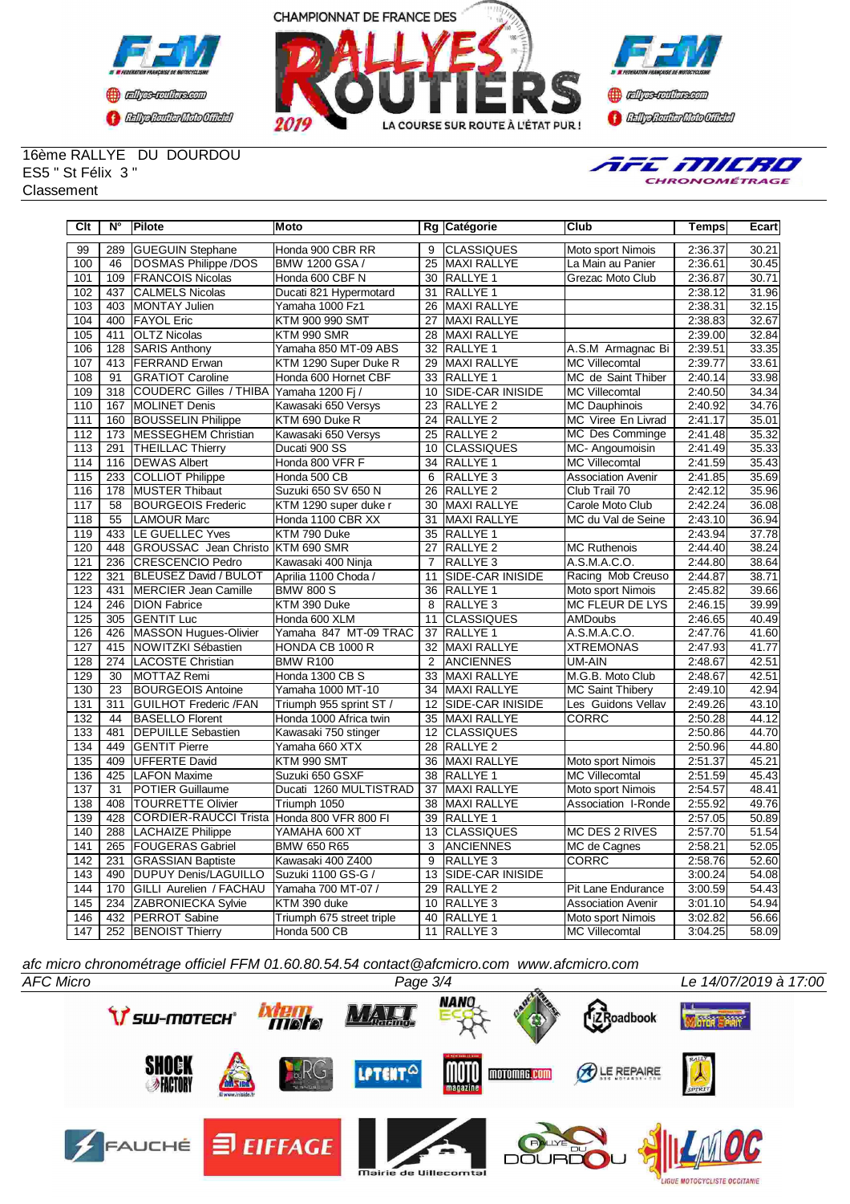16ème RALLYE DU DOURDOU
ES5 " St Félix 3 "
Classement

| Clt | N° | Pilote | Moto | Rg | Catégorie | Club | Temps | Ecart |
|---|---|---|---|---|---|---|---|---|
| 99 | 289 | GUEGUIN Stephane | Honda 900 CBR RR | 9 | CLASSIQUES | Moto sport Nimois | 2:36.37 | 30.21 |
| 100 | 46 | DOSMAS Philippe /DOS | BMW 1200 GSA / | 25 | MAXI RALLYE | La Main au Panier | 2:36.61 | 30.45 |
| 101 | 109 | FRANCOIS Nicolas | Honda 600 CBF N | 30 | RALLYE 1 | Grezac Moto Club | 2:36.87 | 30.71 |
| 102 | 437 | CALMELS Nicolas | Ducati 821 Hypermotard | 31 | RALLYE 1 | | 2:38.12 | 31.96 |
| 103 | 403 | MONTAY Julien | Yamaha 1000 Fz1 | 26 | MAXI RALLYE | | 2:38.31 | 32.15 |
| 104 | 400 | FAYOL Eric | KTM 900 990 SMT | 27 | MAXI RALLYE | | 2:38.83 | 32.67 |
| 105 | 411 | OLTZ Nicolas | KTM 990 SMR | 28 | MAXI RALLYE | | 2:39.00 | 32.84 |
| 106 | 128 | SARIS Anthony | Yamaha 850 MT-09 ABS | 32 | RALLYE 1 | A.S.M Armagnac Bi | 2:39.51 | 33.35 |
| 107 | 413 | FERRAND Erwan | KTM 1290 Super Duke R | 29 | MAXI RALLYE | MC Villecomtal | 2:39.77 | 33.61 |
| 108 | 91 | GRATIOT Caroline | Honda 600 Hornet CBF | 33 | RALLYE 1 | MC de Saint Thiber | 2:40.14 | 33.98 |
| 109 | 318 | COUDERC Gilles / THIBA | Yamaha 1200 Fj / | 10 | SIDE-CAR INISIDE | MC Villecomtal | 2:40.50 | 34.34 |
| 110 | 167 | MOLINET Denis | Kawasaki 650 Versys | 23 | RALLYE 2 | MC Dauphinois | 2:40.92 | 34.76 |
| 111 | 160 | BOUSSELIN Philippe | KTM 690 Duke R | 24 | RALLYE 2 | MC Viree En Livrad | 2:41.17 | 35.01 |
| 112 | 173 | MESSEGHEM Christian | Kawasaki 650 Versys | 25 | RALLYE 2 | MC Des Comminge | 2:41.48 | 35.32 |
| 113 | 291 | THEILLAC Thierry | Ducati 900 SS | 10 | CLASSIQUES | MC- Angoumoisin | 2:41.49 | 35.33 |
| 114 | 116 | DEWAS Albert | Honda 800 VFR F | 34 | RALLYE 1 | MC Villecomtal | 2:41.59 | 35.43 |
| 115 | 233 | COLLIOT Philippe | Honda 500 CB | 6 | RALLYE 3 | Association Avenir | 2:41.85 | 35.69 |
| 116 | 178 | MUSTER Thibaut | Suzuki 650 SV 650 N | 26 | RALLYE 2 | Club Trail 70 | 2:42.12 | 35.96 |
| 117 | 58 | BOURGEOIS Frederic | KTM 1290 super duke r | 30 | MAXI RALLYE | Carole Moto Club | 2:42.24 | 36.08 |
| 118 | 55 | LAMOUR Marc | Honda 1100 CBR XX | 31 | MAXI RALLYE | MC du Val de Seine | 2:43.10 | 36.94 |
| 119 | 433 | LE GUELLEC Yves | KTM 790 Duke | 35 | RALLYE 1 | | 2:43.94 | 37.78 |
| 120 | 448 | GROUSSAC Jean Christo | KTM 690 SMR | 27 | RALLYE 2 | MC Ruthenois | 2:44.40 | 38.24 |
| 121 | 236 | CRESCENCIO Pedro | Kawasaki 400 Ninja | 7 | RALLYE 3 | A.S.M.A.C.O. | 2:44.80 | 38.64 |
| 122 | 321 | BLEUSEZ David / BULOT | Aprilia 1100 Choda / | 11 | SIDE-CAR INISIDE | Racing Mob Creuso | 2:44.87 | 38.71 |
| 123 | 431 | MERCIER Jean Camille | BMW 800 S | 36 | RALLYE 1 | Moto sport Nimois | 2:45.82 | 39.66 |
| 124 | 246 | DION Fabrice | KTM 390 Duke | 8 | RALLYE 3 | MC FLEUR DE LYS | 2:46.15 | 39.99 |
| 125 | 305 | GENTIT Luc | Honda 600 XLM | 11 | CLASSIQUES | AMDoubs | 2:46.65 | 40.49 |
| 126 | 426 | MASSON Hugues-Olivier | Yamaha 847 MT-09 TRAC | 37 | RALLYE 1 | A.S.M.A.C.O. | 2:47.76 | 41.60 |
| 127 | 415 | NOWITZKI Sébastien | HONDA CB 1000 R | 32 | MAXI RALLYE | XTREMONAS | 2:47.93 | 41.77 |
| 128 | 274 | LACOSTE Christian | BMW R100 | 2 | ANCIENNES | UM-AIN | 2:48.67 | 42.51 |
| 129 | 30 | MOTTAZ Remi | Honda 1300 CB S | 33 | MAXI RALLYE | M.G.B. Moto Club | 2:48.67 | 42.51 |
| 130 | 23 | BOURGEOIS Antoine | Yamaha 1000 MT-10 | 34 | MAXI RALLYE | MC Saint Thibery | 2:49.10 | 42.94 |
| 131 | 311 | GUILHOT Frederic /FAN | Triumph 955 sprint ST / | 12 | SIDE-CAR INISIDE | Les Guidons Vellav | 2:49.26 | 43.10 |
| 132 | 44 | BASELLO Florent | Honda 1000 Africa twin | 35 | MAXI RALLYE | CORRC | 2:50.28 | 44.12 |
| 133 | 481 | DEPUILLE Sebastien | Kawasaki 750 stinger | 12 | CLASSIQUES | | 2:50.86 | 44.70 |
| 134 | 449 | GENTIT Pierre | Yamaha 660 XTX | 28 | RALLYE 2 | | 2:50.96 | 44.80 |
| 135 | 409 | UFFERTE David | KTM 990 SMT | 36 | MAXI RALLYE | Moto sport Nimois | 2:51.37 | 45.21 |
| 136 | 425 | LAFON Maxime | Suzuki 650 GSXF | 38 | RALLYE 1 | MC Villecomtal | 2:51.59 | 45.43 |
| 137 | 31 | POTIER Guillaume | Ducati 1200 MULTISTRAD | 37 | MAXI RALLYE | Moto sport Nimois | 2:54.57 | 48.41 |
| 138 | 408 | TOURRETTE Olivier | Triumph 1050 | 38 | MAXI RALLYE | Association I-Ronde | 2:55.92 | 49.76 |
| 139 | 428 | CORDIER-RAUCCI Trista | Honda 800 VFR 800 FI | 39 | RALLYE 1 | | 2:57.05 | 50.89 |
| 140 | 288 | LACHAIZE Philippe | YAMAHA 600 XT | 13 | CLASSIQUES | MC DES 2 RIVES | 2:57.70 | 51.54 |
| 141 | 265 | FOUGERAS Gabriel | BMW 650 R65 | 3 | ANCIENNES | MC de Cagnes | 2:58.21 | 52.05 |
| 142 | 231 | GRASSIAN Baptiste | Kawasaki 400 Z400 | 9 | RALLYE 3 | CORRC | 2:58.76 | 52.60 |
| 143 | 490 | DUPUY Denis/LAGUILLO | Suzuki 1100 GS-G / | 13 | SIDE-CAR INISIDE | | 3:00.24 | 54.08 |
| 144 | 170 | GILLI Aurelien / FACHAU | Yamaha 700 MT-07 / | 29 | RALLYE 2 | Pit Lane Endurance | 3:00.59 | 54.43 |
| 145 | 234 | ZABRONIECKA Sylvie | KTM 390 duke | 10 | RALLYE 3 | Association Avenir | 3:01.10 | 54.94 |
| 146 | 432 | PERROT Sabine | Triumph 675 street triple | 40 | RALLYE 1 | Moto sport Nimois | 3:02.82 | 56.66 |
| 147 | 252 | BENOIST Thierry | Honda 500 CB | 11 | RALLYE 3 | MC Villecomtal | 3:04.25 | 58.09 |

*afc micro chronométrage officiel FFM 01.60.80.54.54 contact@afcmicro.com www.afcmicro.com*

*AFC Micro* — Le 14/07/2019 à 17:00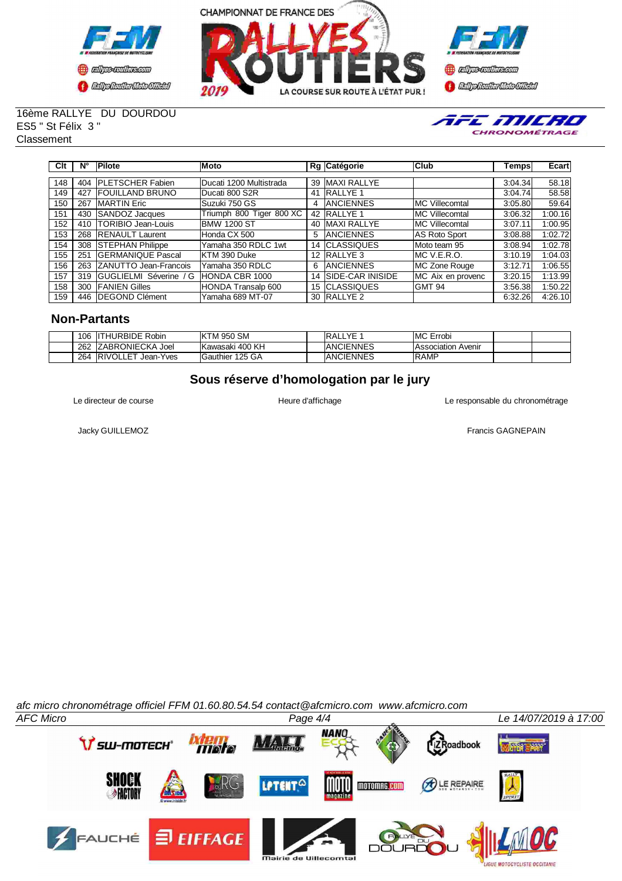16ème RALLYE DU DOURDOU
ES5 " St Félix 3 "
Classement

| Clt | N° | Pilote | Moto | Rg | Catégorie | Club | Temps | Ecart |
|---|---|---|---|---|---|---|---|---|
| 148 | 404 | PLETSCHER Fabien | Ducati 1200 Multistrada | 39 | MAXI RALLYE | | 3:04.34 | 58.18 |
| 149 | 427 | FOUILLAND BRUNO | Ducati 800 S2R | 41 | RALLYE 1 | | 3:04.74 | 58.58 |
| 150 | 267 | MARTIN Eric | Suzuki 750 GS | 4 | ANCIENNES | MC Villecomtal | 3:05.80 | 59.64 |
| 151 | 430 | SANDOZ Jacques | Triumph 800 Tiger 800 XC | 42 | RALLYE 1 | MC Villecomtal | 3:06.32 | 1:00.16 |
| 152 | 410 | TORIBIO Jean-Louis | BMW 1200 ST | 40 | MAXI RALLYE | MC Villecomtal | 3:07.11 | 1:00.95 |
| 153 | 268 | RENAULT Laurent | Honda CX 500 | 5 | ANCIENNES | AS Roto Sport | 3:08.88 | 1:02.72 |
| 154 | 308 | STEPHAN Philippe | Yamaha 350 RDLC 1wt | 14 | CLASSIQUES | Moto team 95 | 3:08.94 | 1:02.78 |
| 155 | 251 | GERMANIQUE Pascal | KTM 390 Duke | 12 | RALLYE 3 | MC V.E.R.O. | 3:10.19 | 1:04.03 |
| 156 | 263 | ZANUTTO Jean-Francois | Yamaha 350 RDLC | 6 | ANCIENNES | MC Zone Rouge | 3:12.71 | 1:06.55 |
| 157 | 319 | GUGLIELMI Séverine / G | HONDA CBR 1000 | 14 | SIDE-CAR INISIDE | MC Aix en provenc | 3:20.15 | 1:13.99 |
| 158 | 300 | FANIEN Gilles | HONDA Transalp 600 | 15 | CLASSIQUES | GMT 94 | 3:56.38 | 1:50.22 |
| 159 | 446 | DEGOND Clément | Yamaha 689 MT-07 | 30 | RALLYE 2 | | 6:32.26 | 4:26.10 |

## Non-Partants

| | | | | | | | | |
|---|---|---|---|---|---|---|---|---|
| | 106 | ITHURBIDE Robin | KTM 950 SM | | RALLYE 1 | MC Errobi | | |
| | 262 | ZABRONIECKA Joel | Kawasaki 400 KH | | ANCIENNES | Association Avenir | | |
| | 264 | RIVOLLET Jean-Yves | Gauthier 125 GA | | ANCIENNES | RAMP | | |

## Sous réserve d'homologation par le jury

Le directeur de course — Heure d'affichage — Le responsable du chronométrage

Jacky GUILLEMOZ — Francis GAGNEPAIN

*afc micro chronométrage officiel FFM 01.60.80.54.54 contact@afcmicro.com www.afcmicro.com*

*AFC Micro* — *Le 14/07/2019 à 17:00*